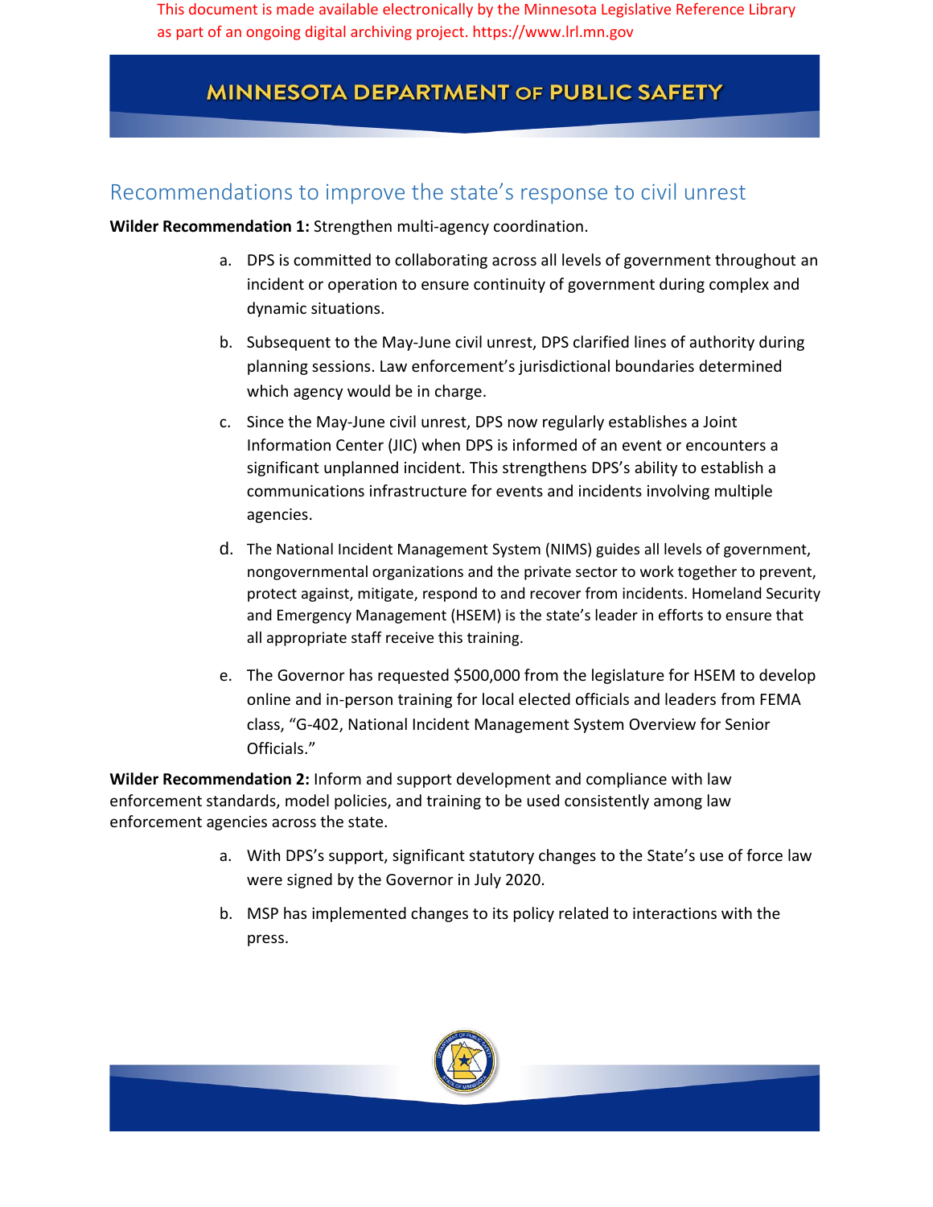This document is made available electronically by the Minnesota Legislative Reference Library as part of an ongoing digital archiving project. https://www.lrl.mn.gov

# MINNESOTA DEPARTMENT OF PUBLIC SAFETY

## Recommendations to improve the state's response to civil unrest

**Wilder Recommendation 1:** Strengthen multi-agency coordination.

a. DPS is committed to collaborating across all levels of government throughout an incident or operation to ensure continuity of government during complex and dynamic situations.

b. Subsequent to the May-June civil unrest, DPS clarified lines of authority during planning sessions. Law enforcement's jurisdictional boundaries determined which agency would be in charge.

c. Since the May-June civil unrest, DPS now regularly establishes a Joint Information Center (JIC) when DPS is informed of an event or encounters a significant unplanned incident. This strengthens DPS's ability to establish a communications infrastructure for events and incidents involving multiple agencies.

d. The National Incident Management System (NIMS) guides all levels of government, nongovernmental organizations and the private sector to work together to prevent, protect against, mitigate, respond to and recover from incidents. Homeland Security and Emergency Management (HSEM) is the state's leader in efforts to ensure that all appropriate staff receive this training.

e. The Governor has requested $500,000 from the legislature for HSEM to develop online and in-person training for local elected officials and leaders from FEMA class, "G-402, National Incident Management System Overview for Senior Officials."

**Wilder Recommendation 2:** Inform and support development and compliance with law enforcement standards, model policies, and training to be used consistently among law enforcement agencies across the state.

a. With DPS's support, significant statutory changes to the State's use of force law were signed by the Governor in July 2020.

b. MSP has implemented changes to its policy related to interactions with the press.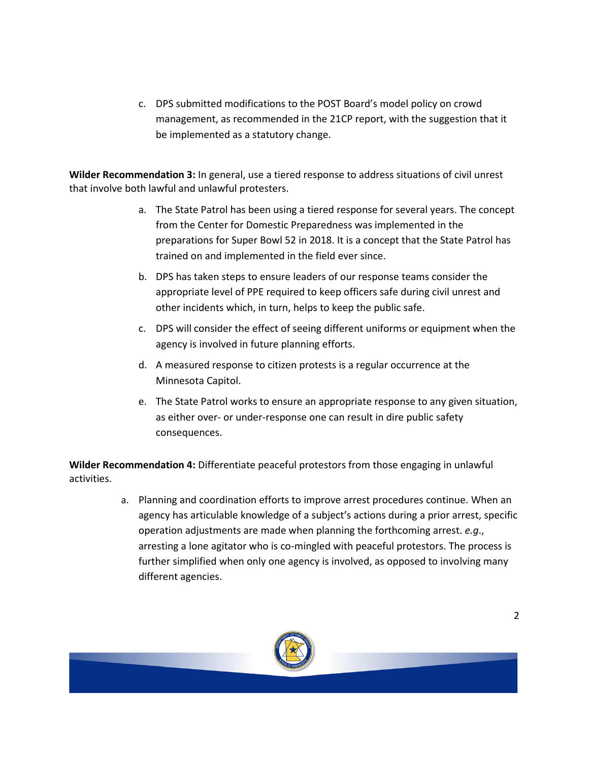c. DPS submitted modifications to the POST Board's model policy on crowd management, as recommended in the 21CP report, with the suggestion that it be implemented as a statutory change.

**Wilder Recommendation 3:** In general, use a tiered response to address situations of civil unrest that involve both lawful and unlawful protesters.

a. The State Patrol has been using a tiered response for several years. The concept from the Center for Domestic Preparedness was implemented in the preparations for Super Bowl 52 in 2018. It is a concept that the State Patrol has trained on and implemented in the field ever since.

b. DPS has taken steps to ensure leaders of our response teams consider the appropriate level of PPE required to keep officers safe during civil unrest and other incidents which, in turn, helps to keep the public safe.

c. DPS will consider the effect of seeing different uniforms or equipment when the agency is involved in future planning efforts.

d. A measured response to citizen protests is a regular occurrence at the Minnesota Capitol.

e. The State Patrol works to ensure an appropriate response to any given situation, as either over- or under-response one can result in dire public safety consequences.

**Wilder Recommendation 4:** Differentiate peaceful protestors from those engaging in unlawful activities.

a. Planning and coordination efforts to improve arrest procedures continue. When an agency has articulable knowledge of a subject's actions during a prior arrest, specific operation adjustments are made when planning the forthcoming arrest. *e.g.*, arresting a lone agitator who is co-mingled with peaceful protestors. The process is further simplified when only one agency is involved, as opposed to involving many different agencies.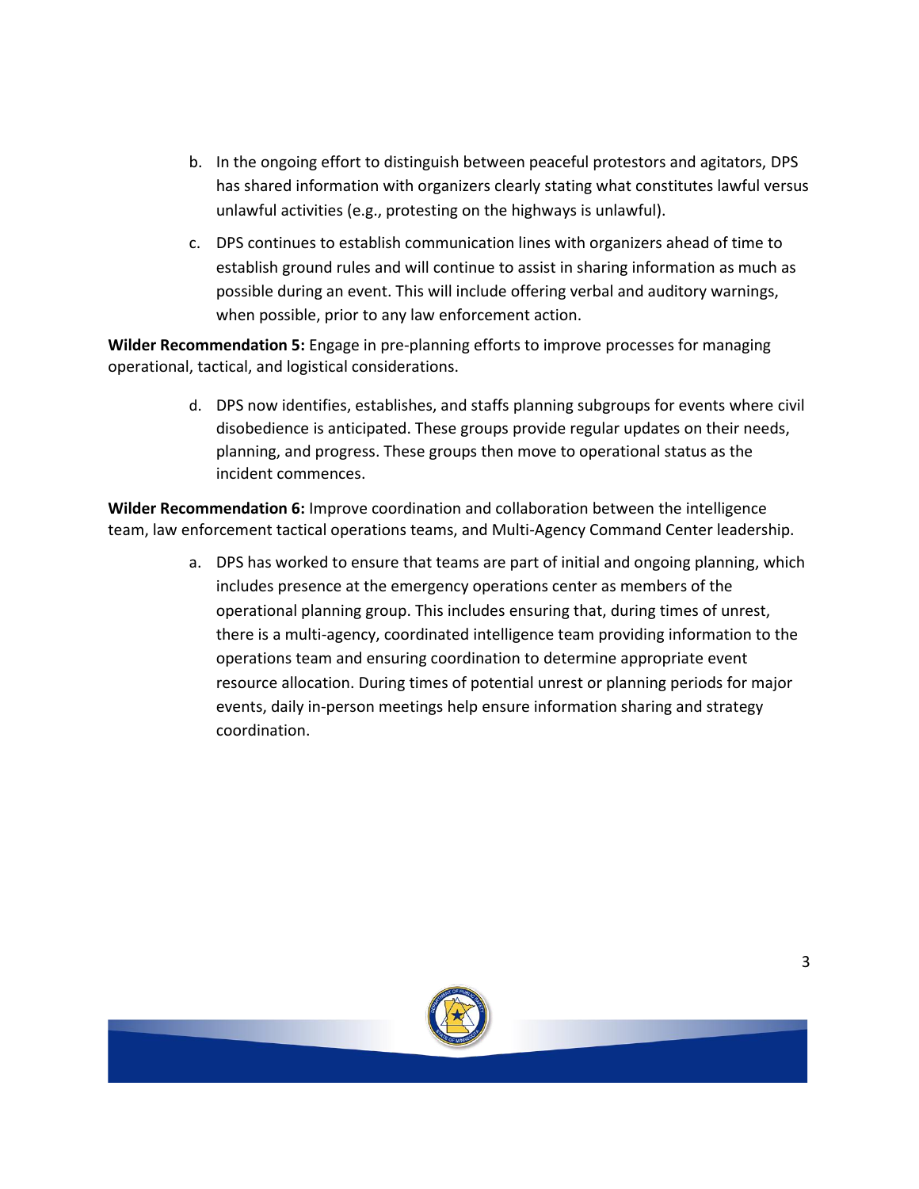b. In the ongoing effort to distinguish between peaceful protestors and agitators, DPS has shared information with organizers clearly stating what constitutes lawful versus unlawful activities (e.g., protesting on the highways is unlawful).

c. DPS continues to establish communication lines with organizers ahead of time to establish ground rules and will continue to assist in sharing information as much as possible during an event. This will include offering verbal and auditory warnings, when possible, prior to any law enforcement action.

**Wilder Recommendation 5:** Engage in pre-planning efforts to improve processes for managing operational, tactical, and logistical considerations.

d. DPS now identifies, establishes, and staffs planning subgroups for events where civil disobedience is anticipated. These groups provide regular updates on their needs, planning, and progress. These groups then move to operational status as the incident commences.

**Wilder Recommendation 6:** Improve coordination and collaboration between the intelligence team, law enforcement tactical operations teams, and Multi-Agency Command Center leadership.

a. DPS has worked to ensure that teams are part of initial and ongoing planning, which includes presence at the emergency operations center as members of the operational planning group. This includes ensuring that, during times of unrest, there is a multi-agency, coordinated intelligence team providing information to the operations team and ensuring coordination to determine appropriate event resource allocation. During times of potential unrest or planning periods for major events, daily in-person meetings help ensure information sharing and strategy coordination.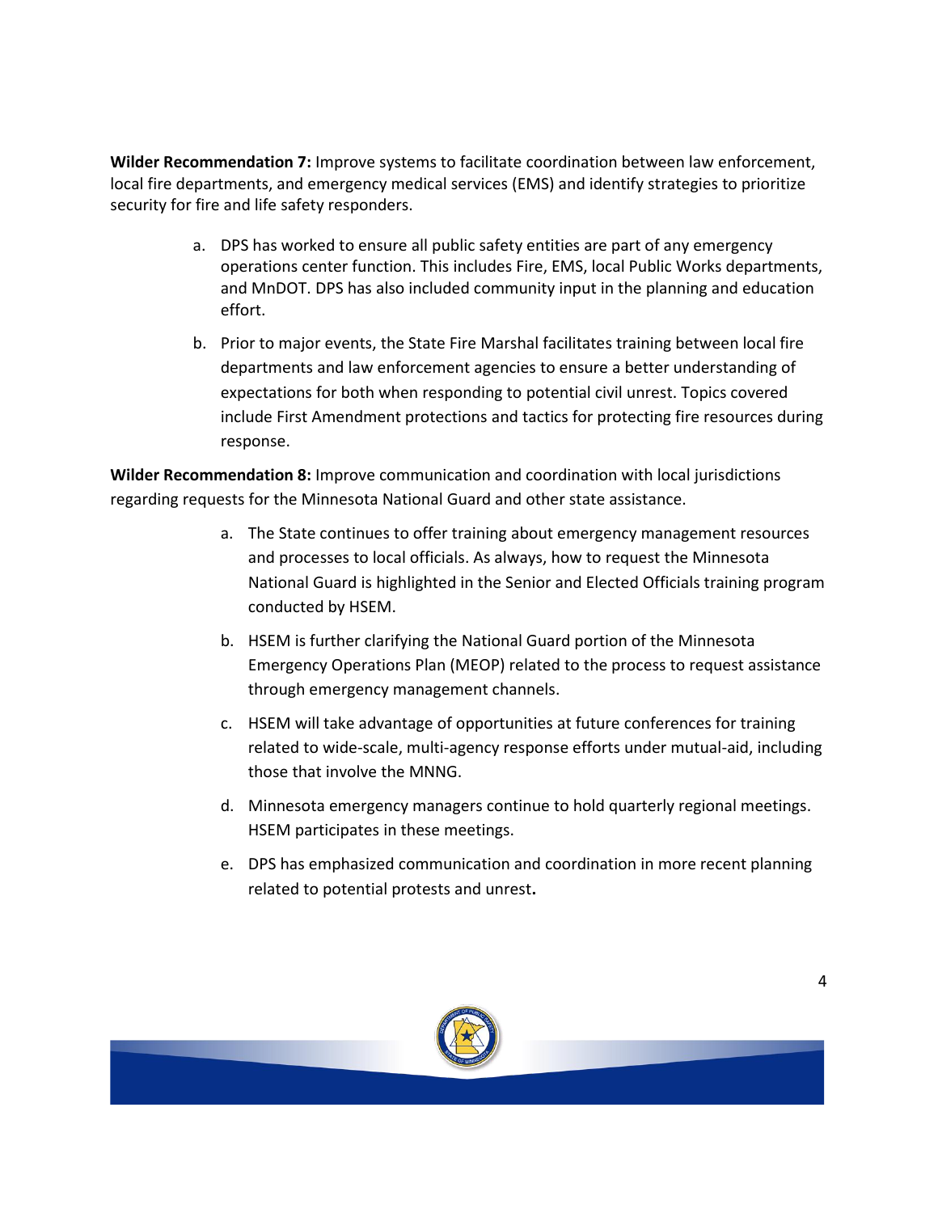**Wilder Recommendation 7:** Improve systems to facilitate coordination between law enforcement, local fire departments, and emergency medical services (EMS) and identify strategies to prioritize security for fire and life safety responders.

a. DPS has worked to ensure all public safety entities are part of any emergency operations center function. This includes Fire, EMS, local Public Works departments, and MnDOT. DPS has also included community input in the planning and education effort.

b. Prior to major events, the State Fire Marshal facilitates training between local fire departments and law enforcement agencies to ensure a better understanding of expectations for both when responding to potential civil unrest. Topics covered include First Amendment protections and tactics for protecting fire resources during response.

**Wilder Recommendation 8:** Improve communication and coordination with local jurisdictions regarding requests for the Minnesota National Guard and other state assistance.

a. The State continues to offer training about emergency management resources and processes to local officials. As always, how to request the Minnesota National Guard is highlighted in the Senior and Elected Officials training program conducted by HSEM.

b. HSEM is further clarifying the National Guard portion of the Minnesota Emergency Operations Plan (MEOP) related to the process to request assistance through emergency management channels.

c. HSEM will take advantage of opportunities at future conferences for training related to wide-scale, multi-agency response efforts under mutual-aid, including those that involve the MNNG.

d. Minnesota emergency managers continue to hold quarterly regional meetings. HSEM participates in these meetings.

e. DPS has emphasized communication and coordination in more recent planning related to potential protests and unrest.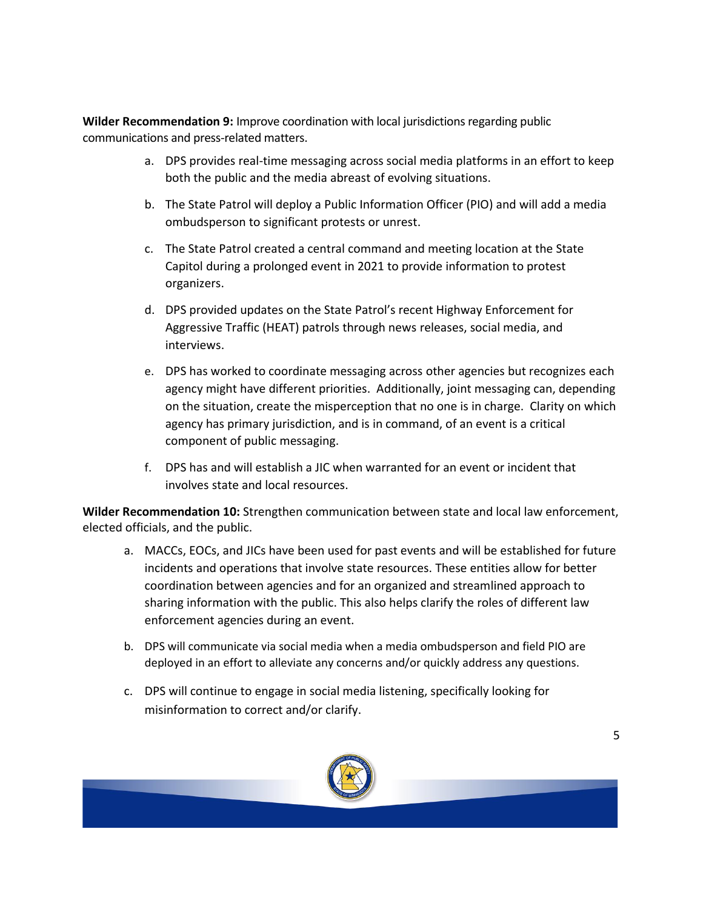**Wilder Recommendation 9:** Improve coordination with local jurisdictions regarding public communications and press-related matters.

a. DPS provides real-time messaging across social media platforms in an effort to keep both the public and the media abreast of evolving situations.

b. The State Patrol will deploy a Public Information Officer (PIO) and will add a media ombudsperson to significant protests or unrest.

c. The State Patrol created a central command and meeting location at the State Capitol during a prolonged event in 2021 to provide information to protest organizers.

d. DPS provided updates on the State Patrol's recent Highway Enforcement for Aggressive Traffic (HEAT) patrols through news releases, social media, and interviews.

e. DPS has worked to coordinate messaging across other agencies but recognizes each agency might have different priorities. Additionally, joint messaging can, depending on the situation, create the misperception that no one is in charge. Clarity on which agency has primary jurisdiction, and is in command, of an event is a critical component of public messaging.

f. DPS has and will establish a JIC when warranted for an event or incident that involves state and local resources.

**Wilder Recommendation 10:** Strengthen communication between state and local law enforcement, elected officials, and the public.

a. MACCs, EOCs, and JICs have been used for past events and will be established for future incidents and operations that involve state resources. These entities allow for better coordination between agencies and for an organized and streamlined approach to sharing information with the public. This also helps clarify the roles of different law enforcement agencies during an event.

b. DPS will communicate via social media when a media ombudsperson and field PIO are deployed in an effort to alleviate any concerns and/or quickly address any questions.

c. DPS will continue to engage in social media listening, specifically looking for misinformation to correct and/or clarify.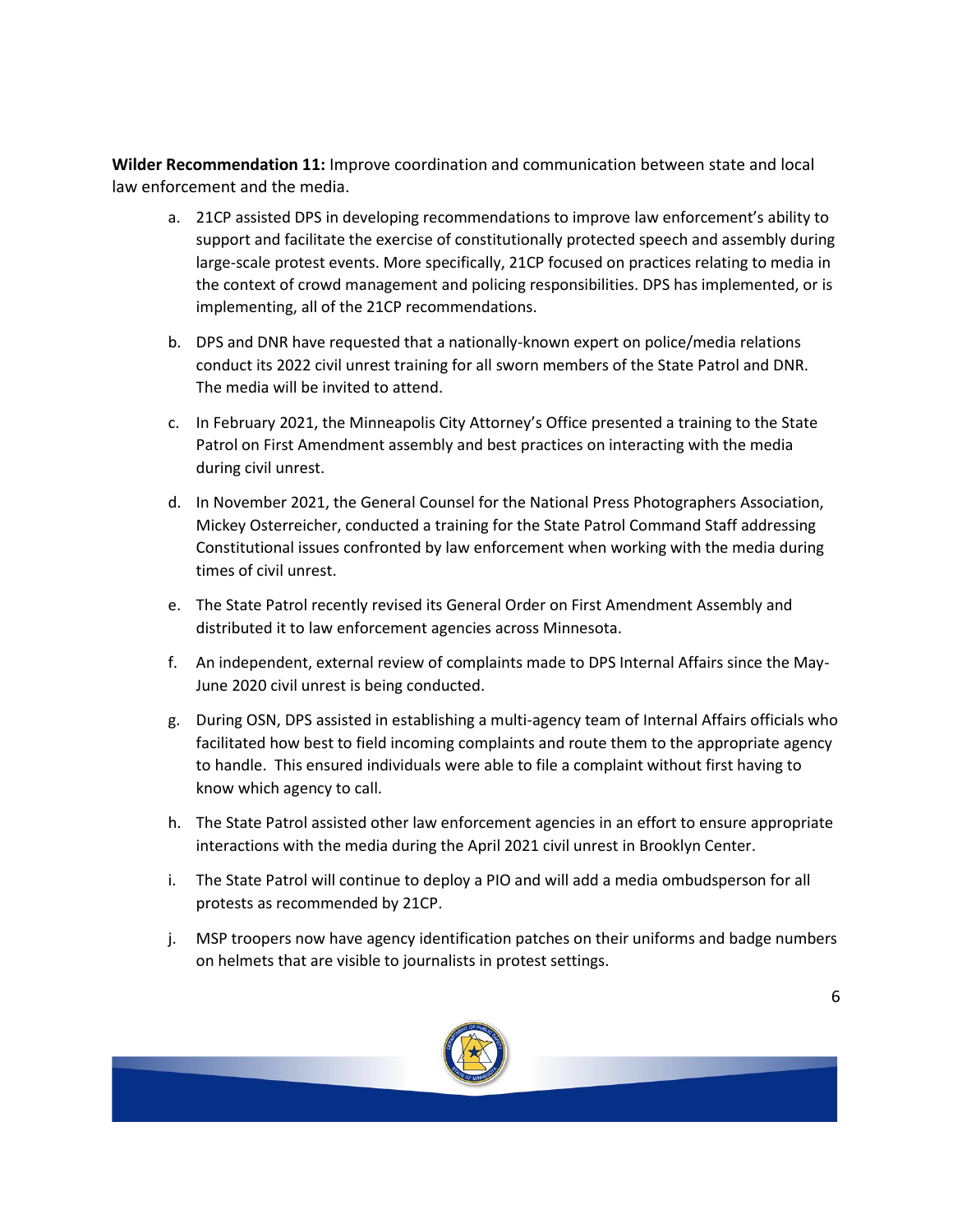**Wilder Recommendation 11:** Improve coordination and communication between state and local law enforcement and the media.

a. 21CP assisted DPS in developing recommendations to improve law enforcement's ability to support and facilitate the exercise of constitutionally protected speech and assembly during large-scale protest events. More specifically, 21CP focused on practices relating to media in the context of crowd management and policing responsibilities. DPS has implemented, or is implementing, all of the 21CP recommendations.

b. DPS and DNR have requested that a nationally-known expert on police/media relations conduct its 2022 civil unrest training for all sworn members of the State Patrol and DNR. The media will be invited to attend.

c. In February 2021, the Minneapolis City Attorney's Office presented a training to the State Patrol on First Amendment assembly and best practices on interacting with the media during civil unrest.

d. In November 2021, the General Counsel for the National Press Photographers Association, Mickey Osterreicher, conducted a training for the State Patrol Command Staff addressing Constitutional issues confronted by law enforcement when working with the media during times of civil unrest.

e. The State Patrol recently revised its General Order on First Amendment Assembly and distributed it to law enforcement agencies across Minnesota.

f. An independent, external review of complaints made to DPS Internal Affairs since the May-June 2020 civil unrest is being conducted.

g. During OSN, DPS assisted in establishing a multi-agency team of Internal Affairs officials who facilitated how best to field incoming complaints and route them to the appropriate agency to handle. This ensured individuals were able to file a complaint without first having to know which agency to call.

h. The State Patrol assisted other law enforcement agencies in an effort to ensure appropriate interactions with the media during the April 2021 civil unrest in Brooklyn Center.

i. The State Patrol will continue to deploy a PIO and will add a media ombudsperson for all protests as recommended by 21CP.

j. MSP troopers now have agency identification patches on their uniforms and badge numbers on helmets that are visible to journalists in protest settings.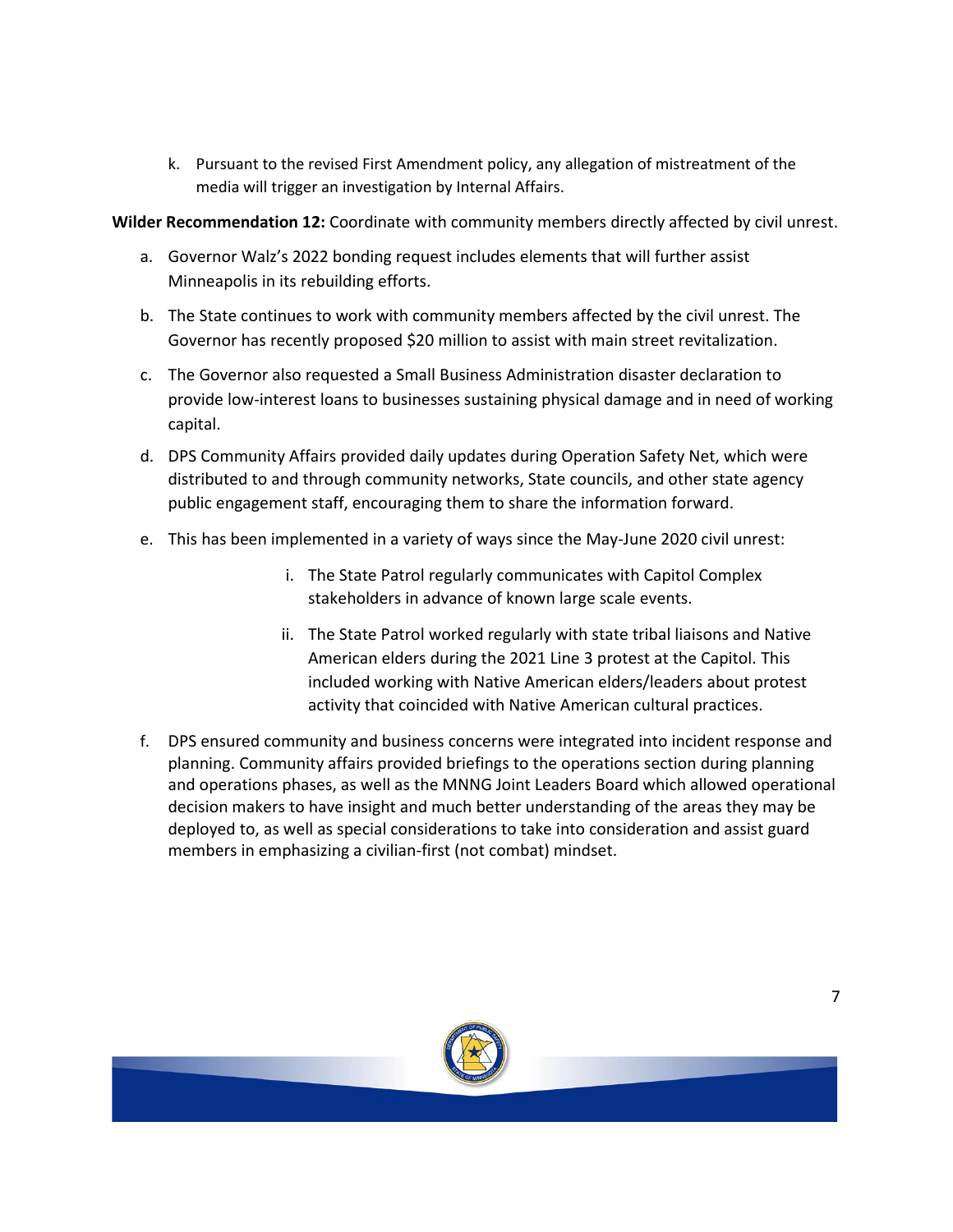k. Pursuant to the revised First Amendment policy, any allegation of mistreatment of the media will trigger an investigation by Internal Affairs.

**Wilder Recommendation 12:** Coordinate with community members directly affected by civil unrest.

a. Governor Walz's 2022 bonding request includes elements that will further assist Minneapolis in its rebuilding efforts.

b. The State continues to work with community members affected by the civil unrest. The Governor has recently proposed $20 million to assist with main street revitalization.

c. The Governor also requested a Small Business Administration disaster declaration to provide low-interest loans to businesses sustaining physical damage and in need of working capital.

d. DPS Community Affairs provided daily updates during Operation Safety Net, which were distributed to and through community networks, State councils, and other state agency public engagement staff, encouraging them to share the information forward.

e. This has been implemented in a variety of ways since the May-June 2020 civil unrest:

   i. The State Patrol regularly communicates with Capitol Complex stakeholders in advance of known large scale events.

   ii. The State Patrol worked regularly with state tribal liaisons and Native American elders during the 2021 Line 3 protest at the Capitol. This included working with Native American elders/leaders about protest activity that coincided with Native American cultural practices.

f. DPS ensured community and business concerns were integrated into incident response and planning. Community affairs provided briefings to the operations section during planning and operations phases, as well as the MNNG Joint Leaders Board which allowed operational decision makers to have insight and much better understanding of the areas they may be deployed to, as well as special considerations to take into consideration and assist guard members in emphasizing a civilian-first (not combat) mindset.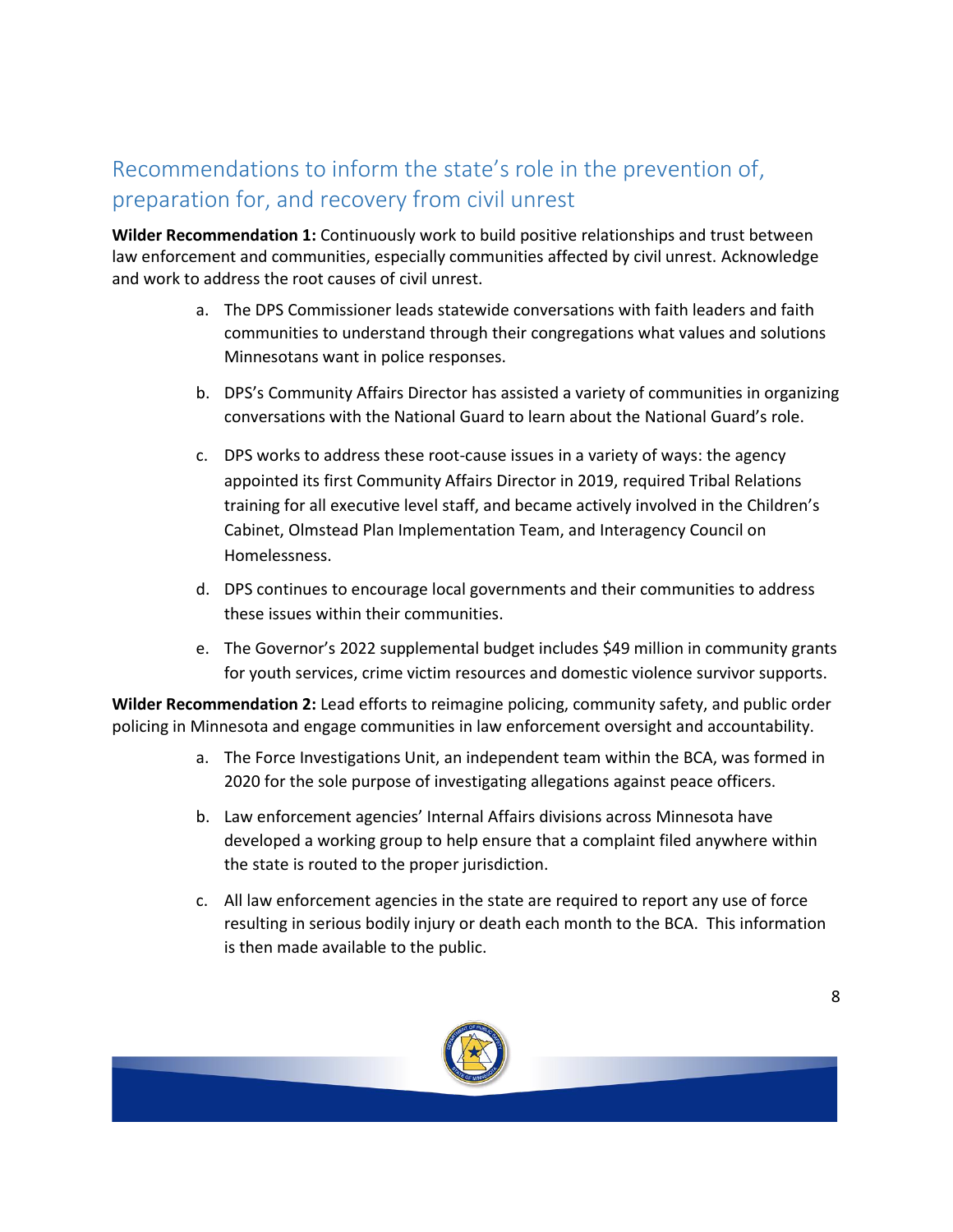## Recommendations to inform the state's role in the prevention of, preparation for, and recovery from civil unrest

**Wilder Recommendation 1:** Continuously work to build positive relationships and trust between law enforcement and communities, especially communities affected by civil unrest. Acknowledge and work to address the root causes of civil unrest.

a. The DPS Commissioner leads statewide conversations with faith leaders and faith communities to understand through their congregations what values and solutions Minnesotans want in police responses.

b. DPS's Community Affairs Director has assisted a variety of communities in organizing conversations with the National Guard to learn about the National Guard's role.

c. DPS works to address these root-cause issues in a variety of ways: the agency appointed its first Community Affairs Director in 2019, required Tribal Relations training for all executive level staff, and became actively involved in the Children's Cabinet, Olmstead Plan Implementation Team, and Interagency Council on Homelessness.

d. DPS continues to encourage local governments and their communities to address these issues within their communities.

e. The Governor's 2022 supplemental budget includes $49 million in community grants for youth services, crime victim resources and domestic violence survivor supports.

**Wilder Recommendation 2:** Lead efforts to reimagine policing, community safety, and public order policing in Minnesota and engage communities in law enforcement oversight and accountability.

a. The Force Investigations Unit, an independent team within the BCA, was formed in 2020 for the sole purpose of investigating allegations against peace officers.

b. Law enforcement agencies' Internal Affairs divisions across Minnesota have developed a working group to help ensure that a complaint filed anywhere within the state is routed to the proper jurisdiction.

c. All law enforcement agencies in the state are required to report any use of force resulting in serious bodily injury or death each month to the BCA. This information is then made available to the public.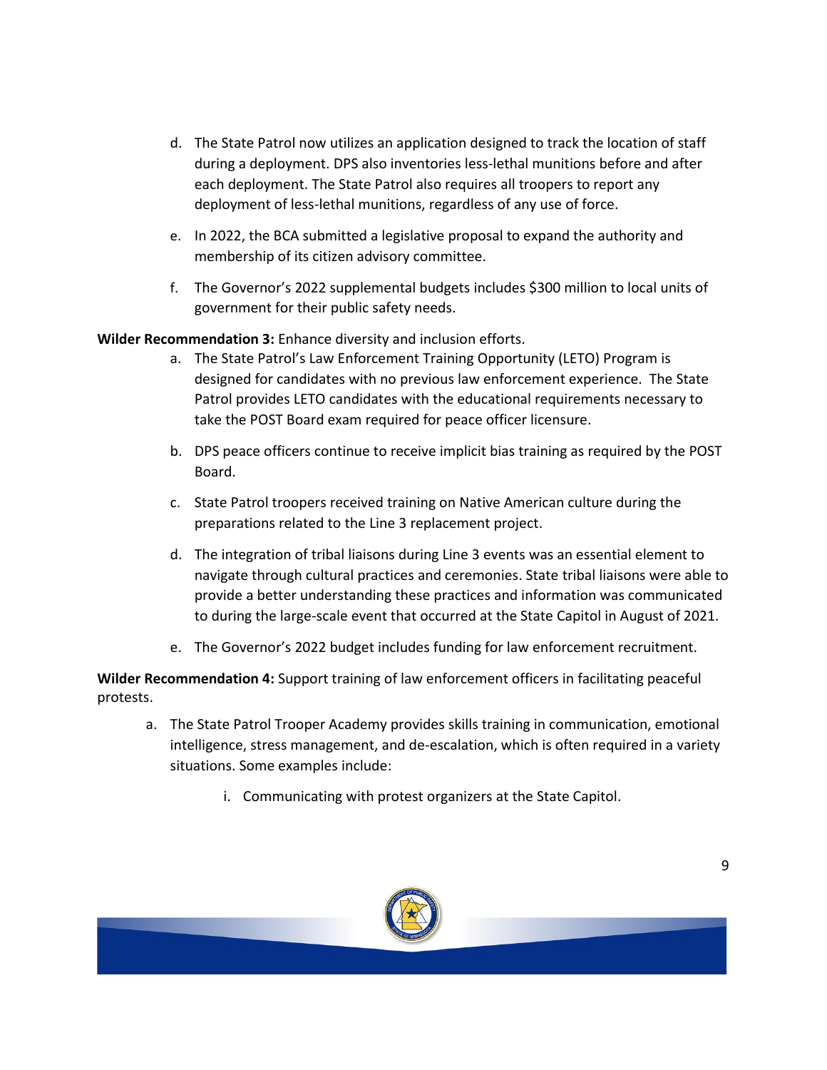d. The State Patrol now utilizes an application designed to track the location of staff during a deployment. DPS also inventories less-lethal munitions before and after each deployment. The State Patrol also requires all troopers to report any deployment of less-lethal munitions, regardless of any use of force.

e. In 2022, the BCA submitted a legislative proposal to expand the authority and membership of its citizen advisory committee.

f. The Governor's 2022 supplemental budgets includes $300 million to local units of government for their public safety needs.

**Wilder Recommendation 3:** Enhance diversity and inclusion efforts.

a. The State Patrol's Law Enforcement Training Opportunity (LETO) Program is designed for candidates with no previous law enforcement experience. The State Patrol provides LETO candidates with the educational requirements necessary to take the POST Board exam required for peace officer licensure.

b. DPS peace officers continue to receive implicit bias training as required by the POST Board.

c. State Patrol troopers received training on Native American culture during the preparations related to the Line 3 replacement project.

d. The integration of tribal liaisons during Line 3 events was an essential element to navigate through cultural practices and ceremonies. State tribal liaisons were able to provide a better understanding these practices and information was communicated to during the large-scale event that occurred at the State Capitol in August of 2021.

e. The Governor's 2022 budget includes funding for law enforcement recruitment.

**Wilder Recommendation 4:** Support training of law enforcement officers in facilitating peaceful protests.

a. The State Patrol Trooper Academy provides skills training in communication, emotional intelligence, stress management, and de-escalation, which is often required in a variety situations. Some examples include:

    i. Communicating with protest organizers at the State Capitol.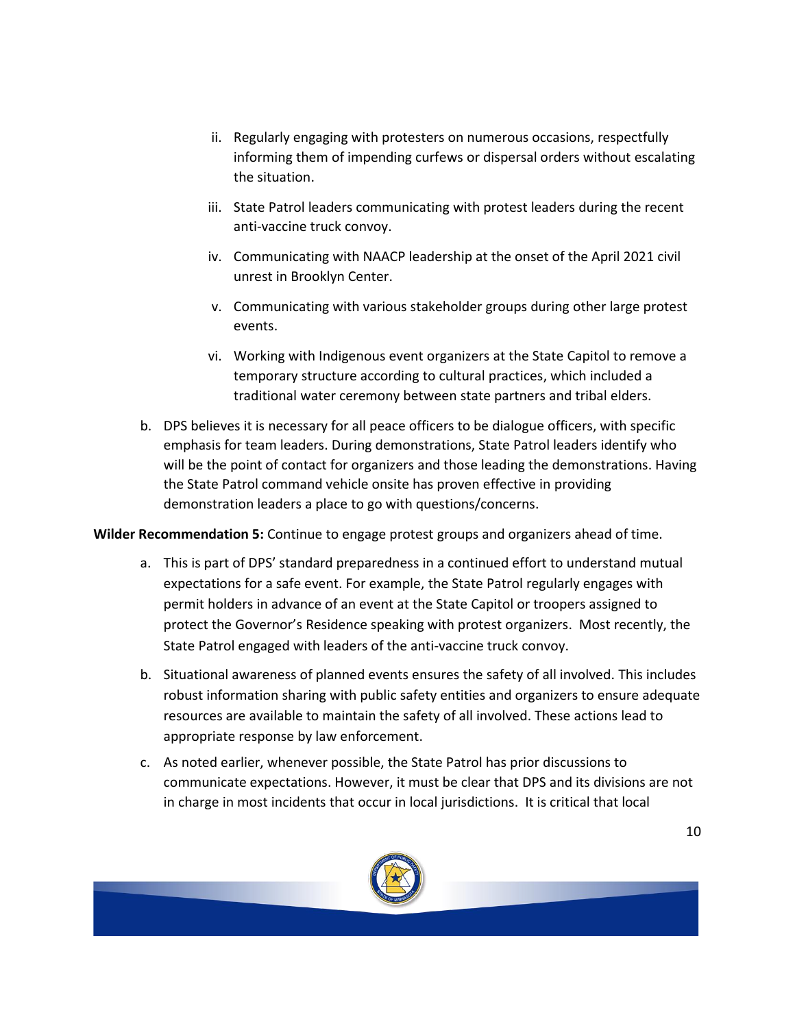ii. Regularly engaging with protesters on numerous occasions, respectfully informing them of impending curfews or dispersal orders without escalating the situation.

iii. State Patrol leaders communicating with protest leaders during the recent anti-vaccine truck convoy.

iv. Communicating with NAACP leadership at the onset of the April 2021 civil unrest in Brooklyn Center.

v. Communicating with various stakeholder groups during other large protest events.

vi. Working with Indigenous event organizers at the State Capitol to remove a temporary structure according to cultural practices, which included a traditional water ceremony between state partners and tribal elders.

b. DPS believes it is necessary for all peace officers to be dialogue officers, with specific emphasis for team leaders. During demonstrations, State Patrol leaders identify who will be the point of contact for organizers and those leading the demonstrations. Having the State Patrol command vehicle onsite has proven effective in providing demonstration leaders a place to go with questions/concerns.

**Wilder Recommendation 5:** Continue to engage protest groups and organizers ahead of time.

a. This is part of DPS' standard preparedness in a continued effort to understand mutual expectations for a safe event. For example, the State Patrol regularly engages with permit holders in advance of an event at the State Capitol or troopers assigned to protect the Governor's Residence speaking with protest organizers. Most recently, the State Patrol engaged with leaders of the anti-vaccine truck convoy.

b. Situational awareness of planned events ensures the safety of all involved. This includes robust information sharing with public safety entities and organizers to ensure adequate resources are available to maintain the safety of all involved. These actions lead to appropriate response by law enforcement.

c. As noted earlier, whenever possible, the State Patrol has prior discussions to communicate expectations. However, it must be clear that DPS and its divisions are not in charge in most incidents that occur in local jurisdictions. It is critical that local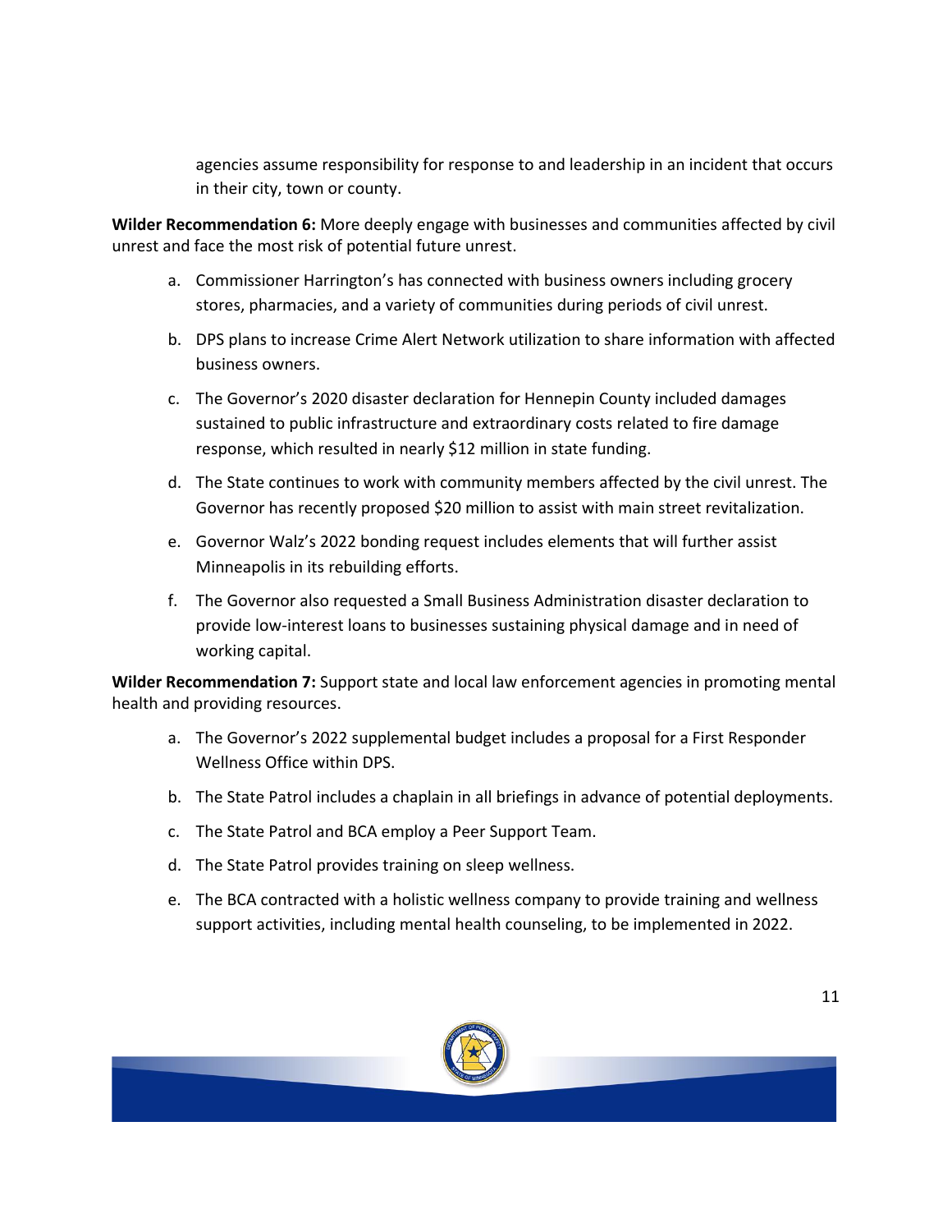agencies assume responsibility for response to and leadership in an incident that occurs in their city, town or county.

**Wilder Recommendation 6:** More deeply engage with businesses and communities affected by civil unrest and face the most risk of potential future unrest.

a. Commissioner Harrington's has connected with business owners including grocery stores, pharmacies, and a variety of communities during periods of civil unrest.

b. DPS plans to increase Crime Alert Network utilization to share information with affected business owners.

c. The Governor's 2020 disaster declaration for Hennepin County included damages sustained to public infrastructure and extraordinary costs related to fire damage response, which resulted in nearly $12 million in state funding.

d. The State continues to work with community members affected by the civil unrest. The Governor has recently proposed $20 million to assist with main street revitalization.

e. Governor Walz's 2022 bonding request includes elements that will further assist Minneapolis in its rebuilding efforts.

f. The Governor also requested a Small Business Administration disaster declaration to provide low-interest loans to businesses sustaining physical damage and in need of working capital.

**Wilder Recommendation 7:** Support state and local law enforcement agencies in promoting mental health and providing resources.

a. The Governor's 2022 supplemental budget includes a proposal for a First Responder Wellness Office within DPS.

b. The State Patrol includes a chaplain in all briefings in advance of potential deployments.

c. The State Patrol and BCA employ a Peer Support Team.

d. The State Patrol provides training on sleep wellness.

e. The BCA contracted with a holistic wellness company to provide training and wellness support activities, including mental health counseling, to be implemented in 2022.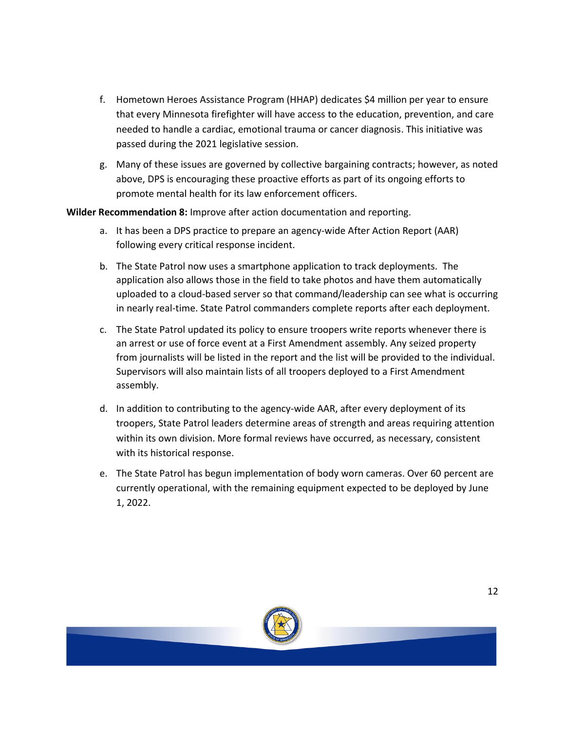f. Hometown Heroes Assistance Program (HHAP) dedicates $4 million per year to ensure that every Minnesota firefighter will have access to the education, prevention, and care needed to handle a cardiac, emotional trauma or cancer diagnosis. This initiative was passed during the 2021 legislative session.

g. Many of these issues are governed by collective bargaining contracts; however, as noted above, DPS is encouraging these proactive efforts as part of its ongoing efforts to promote mental health for its law enforcement officers.

**Wilder Recommendation 8:** Improve after action documentation and reporting.

a. It has been a DPS practice to prepare an agency-wide After Action Report (AAR) following every critical response incident.

b. The State Patrol now uses a smartphone application to track deployments. The application also allows those in the field to take photos and have them automatically uploaded to a cloud-based server so that command/leadership can see what is occurring in nearly real-time. State Patrol commanders complete reports after each deployment.

c. The State Patrol updated its policy to ensure troopers write reports whenever there is an arrest or use of force event at a First Amendment assembly. Any seized property from journalists will be listed in the report and the list will be provided to the individual. Supervisors will also maintain lists of all troopers deployed to a First Amendment assembly.

d. In addition to contributing to the agency-wide AAR, after every deployment of its troopers, State Patrol leaders determine areas of strength and areas requiring attention within its own division. More formal reviews have occurred, as necessary, consistent with its historical response.

e. The State Patrol has begun implementation of body worn cameras. Over 60 percent are currently operational, with the remaining equipment expected to be deployed by June 1, 2022.